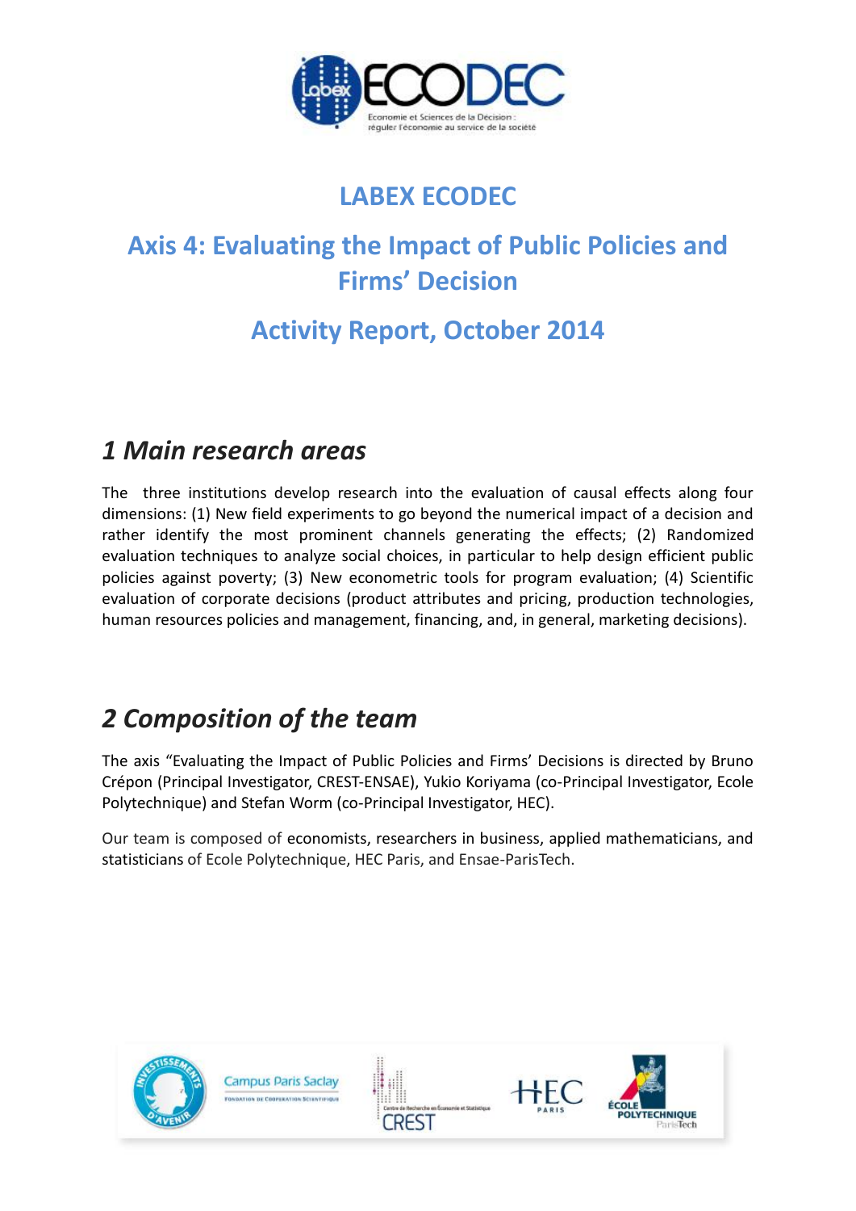# LABEX ECODEC

## Axis 4: Evaluating the Impact of Public Policies and Firms' Decision

## Activity Report, October 2014

## *1 Main research areas*

The three institutions develop research into the evaluation of causal effects along four dimensions: (1) New field experiments to go beyond the numerical impact of a decision and rather identify the most prominent channels generating the effects; (2) Randomized evaluation techniques to analyze social choices, in particular to help design efficient public policies against poverty; (3) New econometric tools for program evaluation; (4) Scientific evaluation of corporate decisions (product attributes and pricing, production technologies, human resources policies and management, financing, and, in general, marketing decisions).

## *2 Composition of the team*

The axis "Evaluating the Impact of Public Policies and Firms' Decisions is directed by Bruno Crépon (Principal Investigator, CREST-ENSAE), Yukio Koriyama (co-Principal Investigator, Ecole Polytechnique) and Stefan Worm (co-Principal Investigator, HEC).

Our team is composed of economists, researchers in business, applied mathematicians, and statisticians of Ecole Polytechnique, HEC Paris, and Ensae-ParisTech.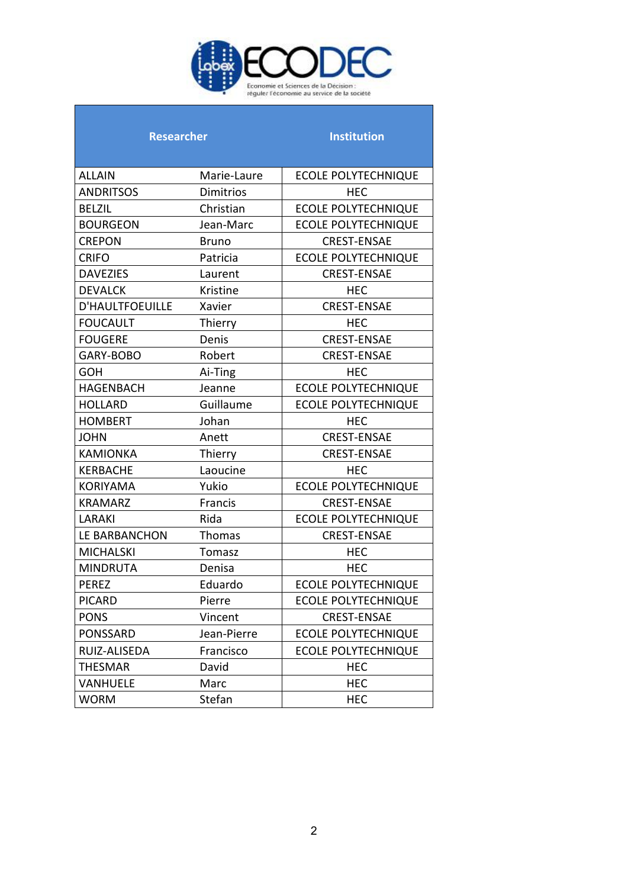Labex ECODEC

Economie et Sciences de la Décision : réguler l'économie au service de la société

| Researcher | | Institution |
|---|---|---|
| ALLAIN | Marie-Laure | ECOLE POLYTECHNIQUE |
| ANDRITSOS | Dimitrios | HEC |
| BELZIL | Christian | ECOLE POLYTECHNIQUE |
| BOURGEON | Jean-Marc | ECOLE POLYTECHNIQUE |
| CREPON | Bruno | CREST-ENSAE |
| CRIFO | Patricia | ECOLE POLYTECHNIQUE |
| DAVEZIES | Laurent | CREST-ENSAE |
| DEVALCK | Kristine | HEC |
| D'HAULTFOEUILLE | Xavier | CREST-ENSAE |
| FOUCAULT | Thierry | HEC |
| FOUGERE | Denis | CREST-ENSAE |
| GARY-BOBO | Robert | CREST-ENSAE |
| GOH | Ai-Ting | HEC |
| HAGENBACH | Jeanne | ECOLE POLYTECHNIQUE |
| HOLLARD | Guillaume | ECOLE POLYTECHNIQUE |
| HOMBERT | Johan | HEC |
| JOHN | Anett | CREST-ENSAE |
| KAMIONKA | Thierry | CREST-ENSAE |
| KERBACHE | Laoucine | HEC |
| KORIYAMA | Yukio | ECOLE POLYTECHNIQUE |
| KRAMARZ | Francis | CREST-ENSAE |
| LARAKI | Rida | ECOLE POLYTECHNIQUE |
| LE BARBANCHON | Thomas | CREST-ENSAE |
| MICHALSKI | Tomasz | HEC |
| MINDRUTA | Denisa | HEC |
| PEREZ | Eduardo | ECOLE POLYTECHNIQUE |
| PICARD | Pierre | ECOLE POLYTECHNIQUE |
| PONS | Vincent | CREST-ENSAE |
| PONSSARD | Jean-Pierre | ECOLE POLYTECHNIQUE |
| RUIZ-ALISEDA | Francisco | ECOLE POLYTECHNIQUE |
| THESMAR | David | HEC |
| VANHUELE | Marc | HEC |
| WORM | Stefan | HEC |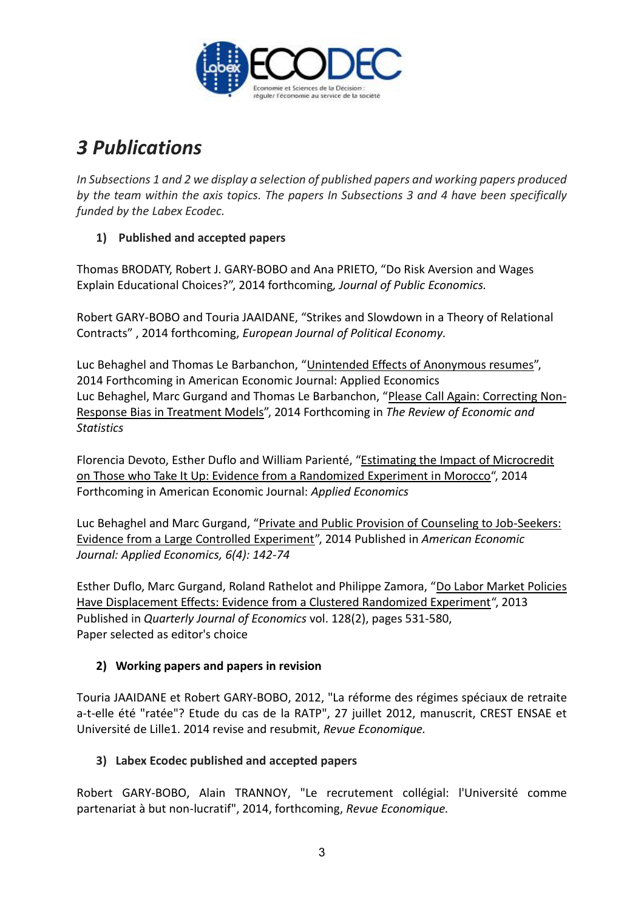# *3 Publications*

*In Subsections 1 and 2 we display a selection of published papers and working papers produced by the team within the axis topics. The papers In Subsections 3 and 4 have been specifically funded by the Labex Ecodec.*

## 1) Published and accepted papers

Thomas BRODATY, Robert J. GARY-BOBO and Ana PRIETO, "Do Risk Aversion and Wages Explain Educational Choices?", 2014 forthcoming*, Journal of Public Economics.*

Robert GARY-BOBO and Touria JAAIDANE, "Strikes and Slowdown in a Theory of Relational Contracts" , 2014 forthcoming, *European Journal of Political Economy.*

Luc Behaghel and Thomas Le Barbanchon, "Unintended Effects of Anonymous resumes", 2014 Forthcoming in American Economic Journal: Applied Economics
Luc Behaghel, Marc Gurgand and Thomas Le Barbanchon, "Please Call Again: Correcting Non-Response Bias in Treatment Models", 2014 Forthcoming in *The Review of Economic and Statistics*

Florencia Devoto, Esther Duflo and William Parienté, "Estimating the Impact of Microcredit on Those who Take It Up: Evidence from a Randomized Experiment in Morocco", 2014 Forthcoming in American Economic Journal: *Applied Economics*

Luc Behaghel and Marc Gurgand, "Private and Public Provision of Counseling to Job-Seekers: Evidence from a Large Controlled Experiment", 2014 Published in *American Economic Journal: Applied Economics, 6(4): 142-74*

Esther Duflo, Marc Gurgand, Roland Rathelot and Philippe Zamora, "Do Labor Market Policies Have Displacement Effects: Evidence from a Clustered Randomized Experiment", 2013 Published in *Quarterly Journal of Economics* vol. 128(2), pages 531-580,
Paper selected as editor's choice

## 2) Working papers and papers in revision

Touria JAAIDANE et Robert GARY-BOBO, 2012, "La réforme des régimes spéciaux de retraite a-t-elle été "ratée"? Etude du cas de la RATP", 27 juillet 2012, manuscrit, CREST ENSAE et Université de Lille1. 2014 revise and resubmit, *Revue Economique.*

## 3) Labex Ecodec published and accepted papers

Robert GARY-BOBO, Alain TRANNOY, "Le recrutement collégial: l'Université comme partenariat à but non-lucratif", 2014, forthcoming, *Revue Economique.*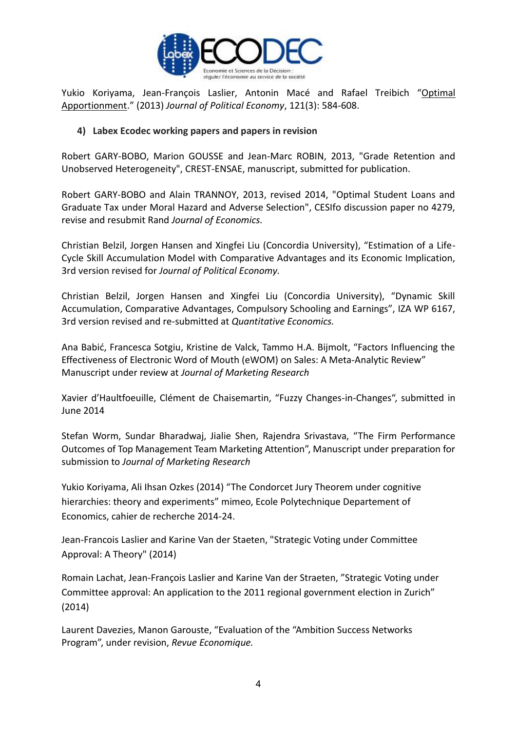Yukio Koriyama, Jean-François Laslier, Antonin Macé and Rafael Treibich "Optimal Apportionment." (2013) *Journal of Political Economy*, 121(3): 584-608.

4) **Labex Ecodec working papers and papers in revision**

Robert GARY-BOBO, Marion GOUSSE and Jean-Marc ROBIN, 2013, "Grade Retention and Unobserved Heterogeneity", CREST-ENSAE, manuscript, submitted for publication.

Robert GARY-BOBO and Alain TRANNOY, 2013, revised 2014, "Optimal Student Loans and Graduate Tax under Moral Hazard and Adverse Selection", CESIfo discussion paper no 4279, revise and resubmit Rand *Journal of Economics.*

Christian Belzil, Jorgen Hansen and Xingfei Liu (Concordia University), "Estimation of a Life-Cycle Skill Accumulation Model with Comparative Advantages and its Economic Implication, 3rd version revised for *Journal of Political Economy.*

Christian Belzil, Jorgen Hansen and Xingfei Liu (Concordia University), "Dynamic Skill Accumulation, Comparative Advantages, Compulsory Schooling and Earnings", IZA WP 6167, 3rd version revised and re-submitted at *Quantitative Economics.*

Ana Babić, Francesca Sotgiu, Kristine de Valck, Tammo H.A. Bijmolt, "Factors Influencing the Effectiveness of Electronic Word of Mouth (eWOM) on Sales: A Meta-Analytic Review" Manuscript under review at *Journal of Marketing Research*

Xavier d'Haultfoeuille, Clément de Chaisemartin, "Fuzzy Changes-in-Changes", submitted in June 2014

Stefan Worm, Sundar Bharadwaj, Jialie Shen, Rajendra Srivastava, "The Firm Performance Outcomes of Top Management Team Marketing Attention", Manuscript under preparation for submission to *Journal of Marketing Research*

Yukio Koriyama, Ali Ihsan Ozkes (2014) "The Condorcet Jury Theorem under cognitive hierarchies: theory and experiments" mimeo, Ecole Polytechnique Departement of Economics, cahier de recherche 2014-24.

Jean-Francois Laslier and Karine Van der Staeten, "Strategic Voting under Committee Approval: A Theory" (2014)

Romain Lachat, Jean-François Laslier and Karine Van der Straeten, "Strategic Voting under Committee approval: An application to the 2011 regional government election in Zurich" (2014)

Laurent Davezies, Manon Garouste, "Evaluation of the "Ambition Success Networks Program", under revision, *Revue Economique.*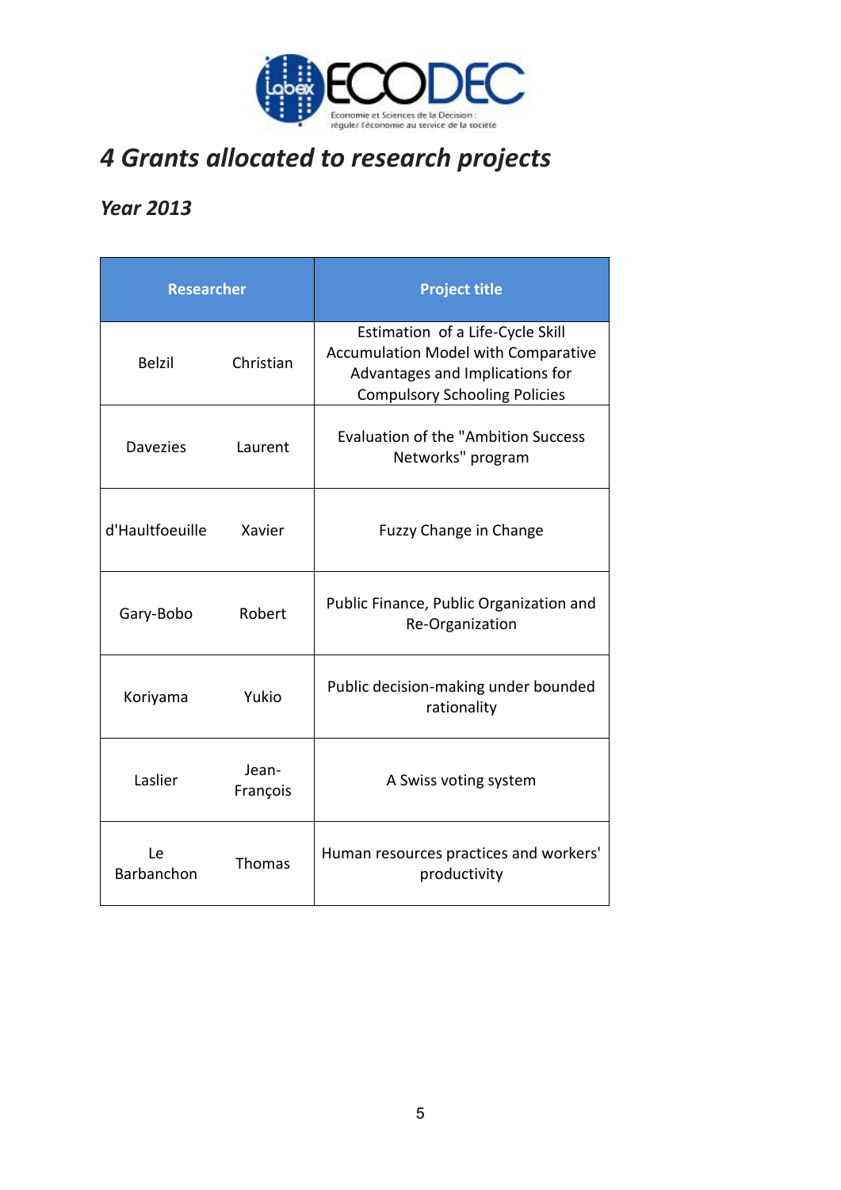## *4 Grants allocated to research projects*

### *Year 2013*

| Researcher | | Project title |
|---|---|---|
| Belzil | Christian | Estimation of a Life-Cycle Skill Accumulation Model with Comparative Advantages and Implications for Compulsory Schooling Policies |
| Davezies | Laurent | Evaluation of the "Ambition Success Networks" program |
| d'Haultfoeuille | Xavier | Fuzzy Change in Change |
| Gary-Bobo | Robert | Public Finance, Public Organization and Re-Organization |
| Koriyama | Yukio | Public decision-making under bounded rationality |
| Laslier | Jean-François | A Swiss voting system |
| Le Barbanchon | Thomas | Human resources practices and workers' productivity |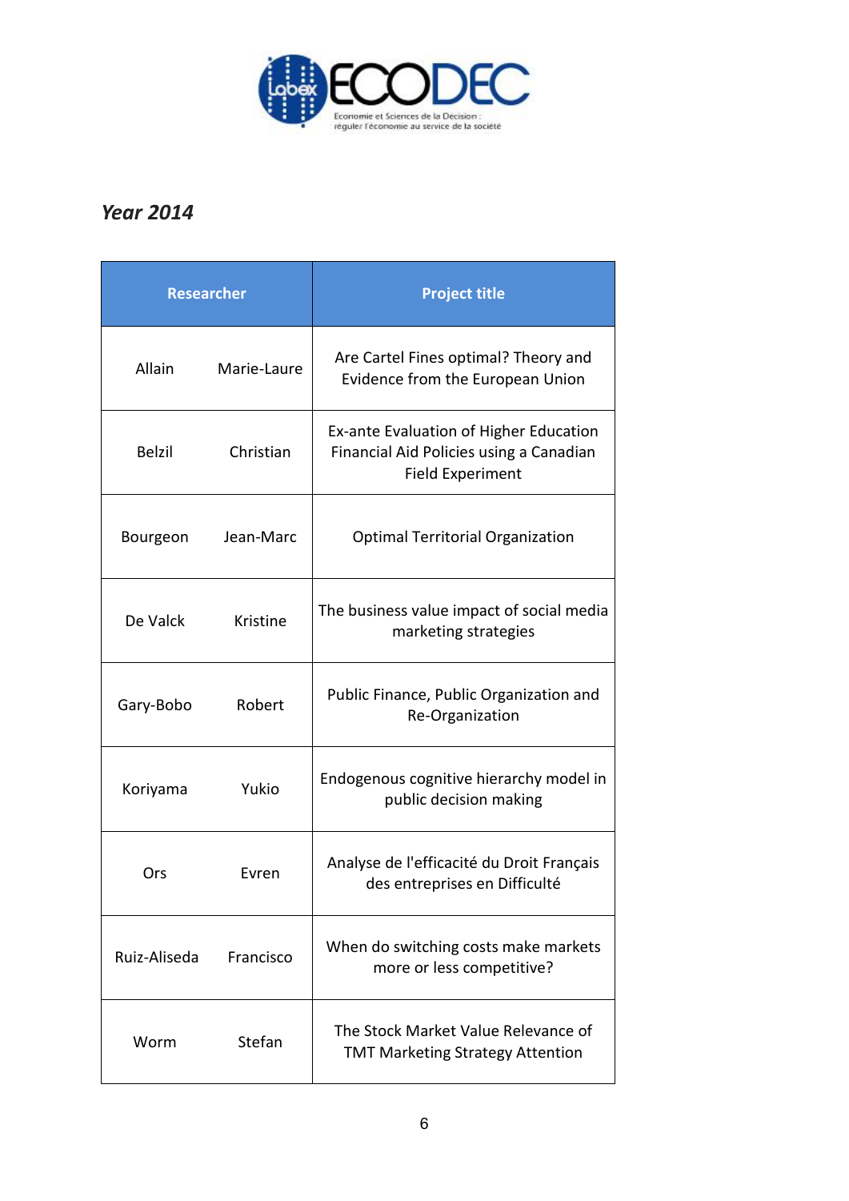*Year 2014*

| Researcher | | Project title |
|---|---|---|
| Allain | Marie-Laure | Are Cartel Fines optimal? Theory and Evidence from the European Union |
| Belzil | Christian | Ex-ante Evaluation of Higher Education Financial Aid Policies using a Canadian Field Experiment |
| Bourgeon | Jean-Marc | Optimal Territorial Organization |
| De Valck | Kristine | The business value impact of social media marketing strategies |
| Gary-Bobo | Robert | Public Finance, Public Organization and Re-Organization |
| Koriyama | Yukio | Endogenous cognitive hierarchy model in public decision making |
| Ors | Evren | Analyse de l'efficacité du Droit Français des entreprises en Difficulté |
| Ruiz-Aliseda | Francisco | When do switching costs make markets more or less competitive? |
| Worm | Stefan | The Stock Market Value Relevance of TMT Marketing Strategy Attention |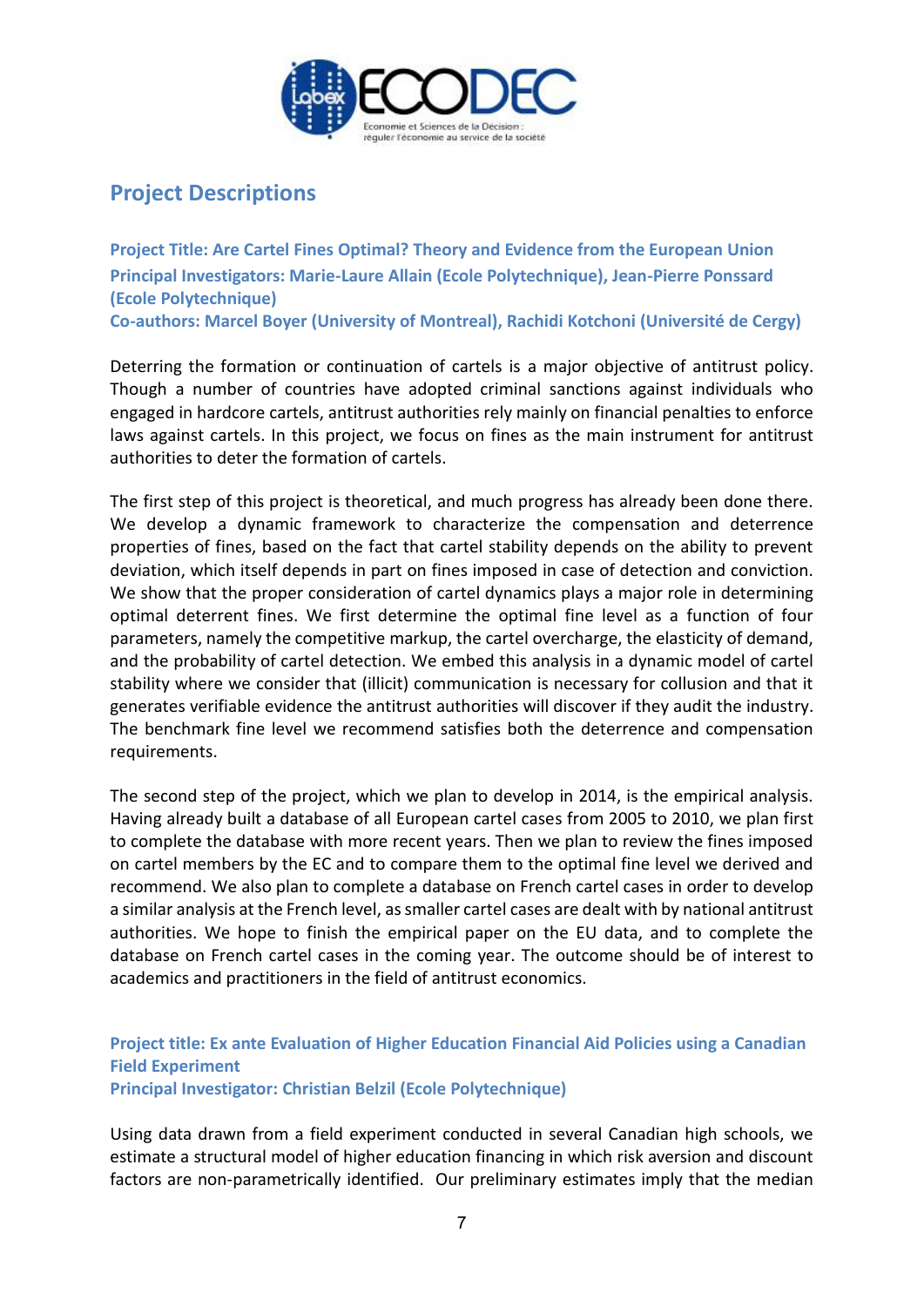## Project Descriptions

**Project Title: Are Cartel Fines Optimal? Theory and Evidence from the European Union**
**Principal Investigators: Marie-Laure Allain (Ecole Polytechnique), Jean-Pierre Ponssard (Ecole Polytechnique)**
**Co-authors: Marcel Boyer (University of Montreal), Rachidi Kotchoni (Université de Cergy)**

Deterring the formation or continuation of cartels is a major objective of antitrust policy. Though a number of countries have adopted criminal sanctions against individuals who engaged in hardcore cartels, antitrust authorities rely mainly on financial penalties to enforce laws against cartels. In this project, we focus on fines as the main instrument for antitrust authorities to deter the formation of cartels.

The first step of this project is theoretical, and much progress has already been done there. We develop a dynamic framework to characterize the compensation and deterrence properties of fines, based on the fact that cartel stability depends on the ability to prevent deviation, which itself depends in part on fines imposed in case of detection and conviction. We show that the proper consideration of cartel dynamics plays a major role in determining optimal deterrent fines. We first determine the optimal fine level as a function of four parameters, namely the competitive markup, the cartel overcharge, the elasticity of demand, and the probability of cartel detection. We embed this analysis in a dynamic model of cartel stability where we consider that (illicit) communication is necessary for collusion and that it generates verifiable evidence the antitrust authorities will discover if they audit the industry. The benchmark fine level we recommend satisfies both the deterrence and compensation requirements.

The second step of the project, which we plan to develop in 2014, is the empirical analysis. Having already built a database of all European cartel cases from 2005 to 2010, we plan first to complete the database with more recent years. Then we plan to review the fines imposed on cartel members by the EC and to compare them to the optimal fine level we derived and recommend. We also plan to complete a database on French cartel cases in order to develop a similar analysis at the French level, as smaller cartel cases are dealt with by national antitrust authorities. We hope to finish the empirical paper on the EU data, and to complete the database on French cartel cases in the coming year. The outcome should be of interest to academics and practitioners in the field of antitrust economics.

**Project title: Ex ante Evaluation of Higher Education Financial Aid Policies using a Canadian Field Experiment**
**Principal Investigator: Christian Belzil (Ecole Polytechnique)**

Using data drawn from a field experiment conducted in several Canadian high schools, we estimate a structural model of higher education financing in which risk aversion and discount factors are non-parametrically identified. Our preliminary estimates imply that the median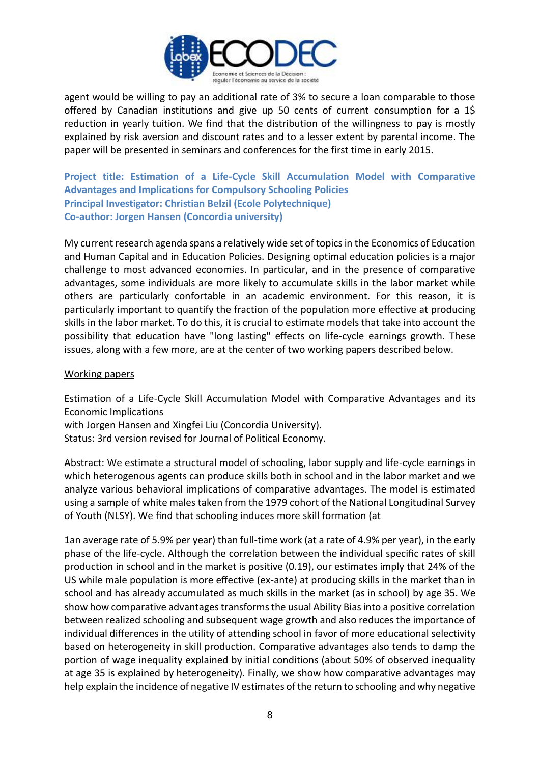agent would be willing to pay an additional rate of 3% to secure a loan comparable to those offered by Canadian institutions and give up 50 cents of current consumption for a 1$ reduction in yearly tuition. We find that the distribution of the willingness to pay is mostly explained by risk aversion and discount rates and to a lesser extent by parental income. The paper will be presented in seminars and conferences for the first time in early 2015.

**Project title: Estimation of a Life-Cycle Skill Accumulation Model with Comparative Advantages and Implications for Compulsory Schooling Policies**
**Principal Investigator: Christian Belzil (Ecole Polytechnique)**
**Co-author: Jorgen Hansen (Concordia university)**

My current research agenda spans a relatively wide set of topics in the Economics of Education and Human Capital and in Education Policies. Designing optimal education policies is a major challenge to most advanced economies. In particular, and in the presence of comparative advantages, some individuals are more likely to accumulate skills in the labor market while others are particularly confortable in an academic environment. For this reason, it is particularly important to quantify the fraction of the population more effective at producing skills in the labor market. To do this, it is crucial to estimate models that take into account the possibility that education have "long lasting" effects on life-cycle earnings growth. These issues, along with a few more, are at the center of two working papers described below.

<u>Working papers</u>

Estimation of a Life-Cycle Skill Accumulation Model with Comparative Advantages and its Economic Implications
with Jorgen Hansen and Xingfei Liu (Concordia University).
Status: 3rd version revised for Journal of Political Economy.

Abstract: We estimate a structural model of schooling, labor supply and life-cycle earnings in which heterogenous agents can produce skills both in school and in the labor market and we analyze various behavioral implications of comparative advantages. The model is estimated using a sample of white males taken from the 1979 cohort of the National Longitudinal Survey of Youth (NLSY). We find that schooling induces more skill formation (at

1an average rate of 5.9% per year) than full-time work (at a rate of 4.9% per year), in the early phase of the life-cycle. Although the correlation between the individual specific rates of skill production in school and in the market is positive (0.19), our estimates imply that 24% of the US while male population is more effective (ex-ante) at producing skills in the market than in school and has already accumulated as much skills in the market (as in school) by age 35. We show how comparative advantages transforms the usual Ability Bias into a positive correlation between realized schooling and subsequent wage growth and also reduces the importance of individual differences in the utility of attending school in favor of more educational selectivity based on heterogeneity in skill production. Comparative advantages also tends to damp the portion of wage inequality explained by initial conditions (about 50% of observed inequality at age 35 is explained by heterogeneity). Finally, we show how comparative advantages may help explain the incidence of negative IV estimates of the return to schooling and why negative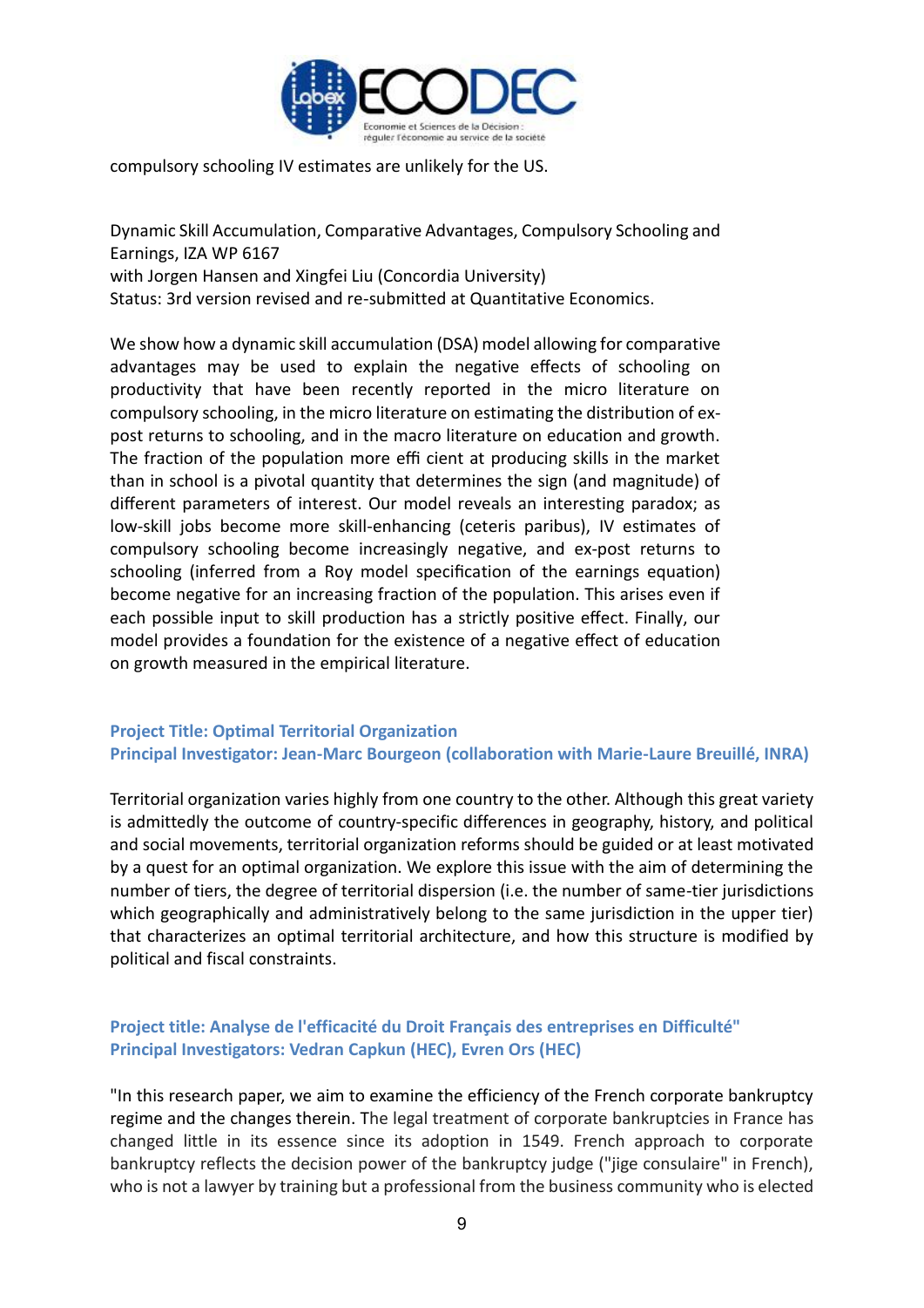compulsory schooling IV estimates are unlikely for the US.

Dynamic Skill Accumulation, Comparative Advantages, Compulsory Schooling and Earnings, IZA WP 6167
with Jorgen Hansen and Xingfei Liu (Concordia University)
Status: 3rd version revised and re-submitted at Quantitative Economics.

We show how a dynamic skill accumulation (DSA) model allowing for comparative advantages may be used to explain the negative effects of schooling on productivity that have been recently reported in the micro literature on compulsory schooling, in the micro literature on estimating the distribution of ex-post returns to schooling, and in the macro literature on education and growth. The fraction of the population more effi cient at producing skills in the market than in school is a pivotal quantity that determines the sign (and magnitude) of different parameters of interest. Our model reveals an interesting paradox; as low-skill jobs become more skill-enhancing (ceteris paribus), IV estimates of compulsory schooling become increasingly negative, and ex-post returns to schooling (inferred from a Roy model specification of the earnings equation) become negative for an increasing fraction of the population. This arises even if each possible input to skill production has a strictly positive effect. Finally, our model provides a foundation for the existence of a negative effect of education on growth measured in the empirical literature.

**Project Title: Optimal Territorial Organization**
**Principal Investigator: Jean-Marc Bourgeon (collaboration with Marie-Laure Breuillé, INRA)**

Territorial organization varies highly from one country to the other. Although this great variety is admittedly the outcome of country-specific differences in geography, history, and political and social movements, territorial organization reforms should be guided or at least motivated by a quest for an optimal organization. We explore this issue with the aim of determining the number of tiers, the degree of territorial dispersion (i.e. the number of same-tier jurisdictions which geographically and administratively belong to the same jurisdiction in the upper tier) that characterizes an optimal territorial architecture, and how this structure is modified by political and fiscal constraints.

**Project title: Analyse de l'efficacité du Droit Français des entreprises en Difficulté"**
**Principal Investigators: Vedran Capkun (HEC), Evren Ors (HEC)**

"In this research paper, we aim to examine the efficiency of the French corporate bankruptcy regime and the changes therein. The legal treatment of corporate bankruptcies in France has changed little in its essence since its adoption in 1549. French approach to corporate bankruptcy reflects the decision power of the bankruptcy judge ("jige consulaire" in French), who is not a lawyer by training but a professional from the business community who is elected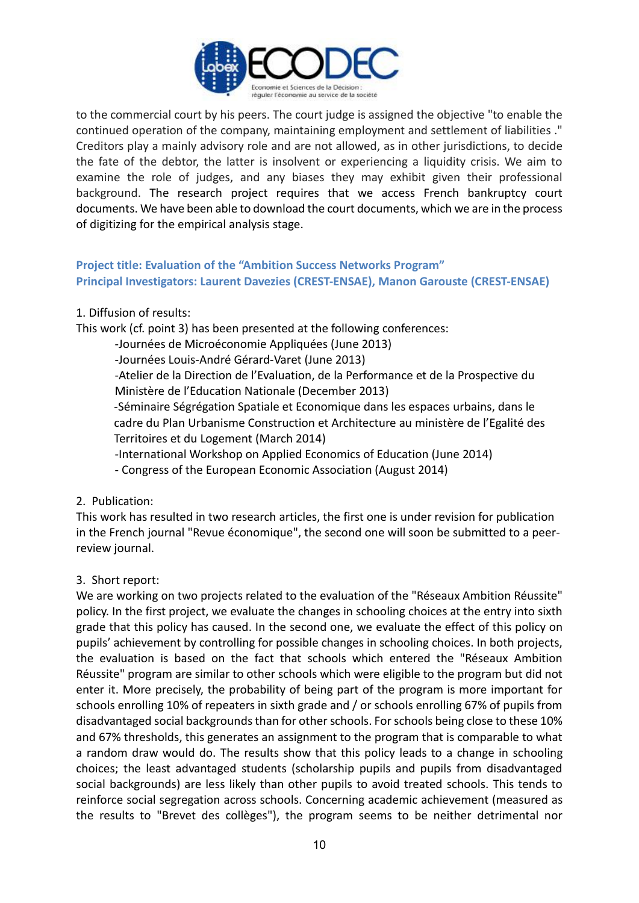to the commercial court by his peers. The court judge is assigned the objective "to enable the continued operation of the company, maintaining employment and settlement of liabilities ." Creditors play a mainly advisory role and are not allowed, as in other jurisdictions, to decide the fate of the debtor, the latter is insolvent or experiencing a liquidity crisis. We aim to examine the role of judges, and any biases they may exhibit given their professional background. The research project requires that we access French bankruptcy court documents. We have been able to download the court documents, which we are in the process of digitizing for the empirical analysis stage.

**Project title: Evaluation of the "Ambition Success Networks Program"**
**Principal Investigators: Laurent Davezies (CREST-ENSAE), Manon Garouste (CREST-ENSAE)**

1. Diffusion of results:

This work (cf. point 3) has been presented at the following conferences:

- -Journées de Microéconomie Appliquées (June 2013)
- -Journées Louis-André Gérard-Varet (June 2013)
- -Atelier de la Direction de l'Evaluation, de la Performance et de la Prospective du Ministère de l'Education Nationale (December 2013)
- -Séminaire Ségrégation Spatiale et Economique dans les espaces urbains, dans le cadre du Plan Urbanisme Construction et Architecture au ministère de l'Egalité des Territoires et du Logement (March 2014)
- -International Workshop on Applied Economics of Education (June 2014)
- - Congress of the European Economic Association (August 2014)

2. Publication:

This work has resulted in two research articles, the first one is under revision for publication in the French journal "Revue économique", the second one will soon be submitted to a peer-review journal.

3. Short report:

We are working on two projects related to the evaluation of the "Réseaux Ambition Réussite" policy. In the first project, we evaluate the changes in schooling choices at the entry into sixth grade that this policy has caused. In the second one, we evaluate the effect of this policy on pupils' achievement by controlling for possible changes in schooling choices. In both projects, the evaluation is based on the fact that schools which entered the "Réseaux Ambition Réussite" program are similar to other schools which were eligible to the program but did not enter it. More precisely, the probability of being part of the program is more important for schools enrolling 10% of repeaters in sixth grade and / or schools enrolling 67% of pupils from disadvantaged social backgrounds than for other schools. For schools being close to these 10% and 67% thresholds, this generates an assignment to the program that is comparable to what a random draw would do. The results show that this policy leads to a change in schooling choices; the least advantaged students (scholarship pupils and pupils from disadvantaged social backgrounds) are less likely than other pupils to avoid treated schools. This tends to reinforce social segregation across schools. Concerning academic achievement (measured as the results to "Brevet des collèges"), the program seems to be neither detrimental nor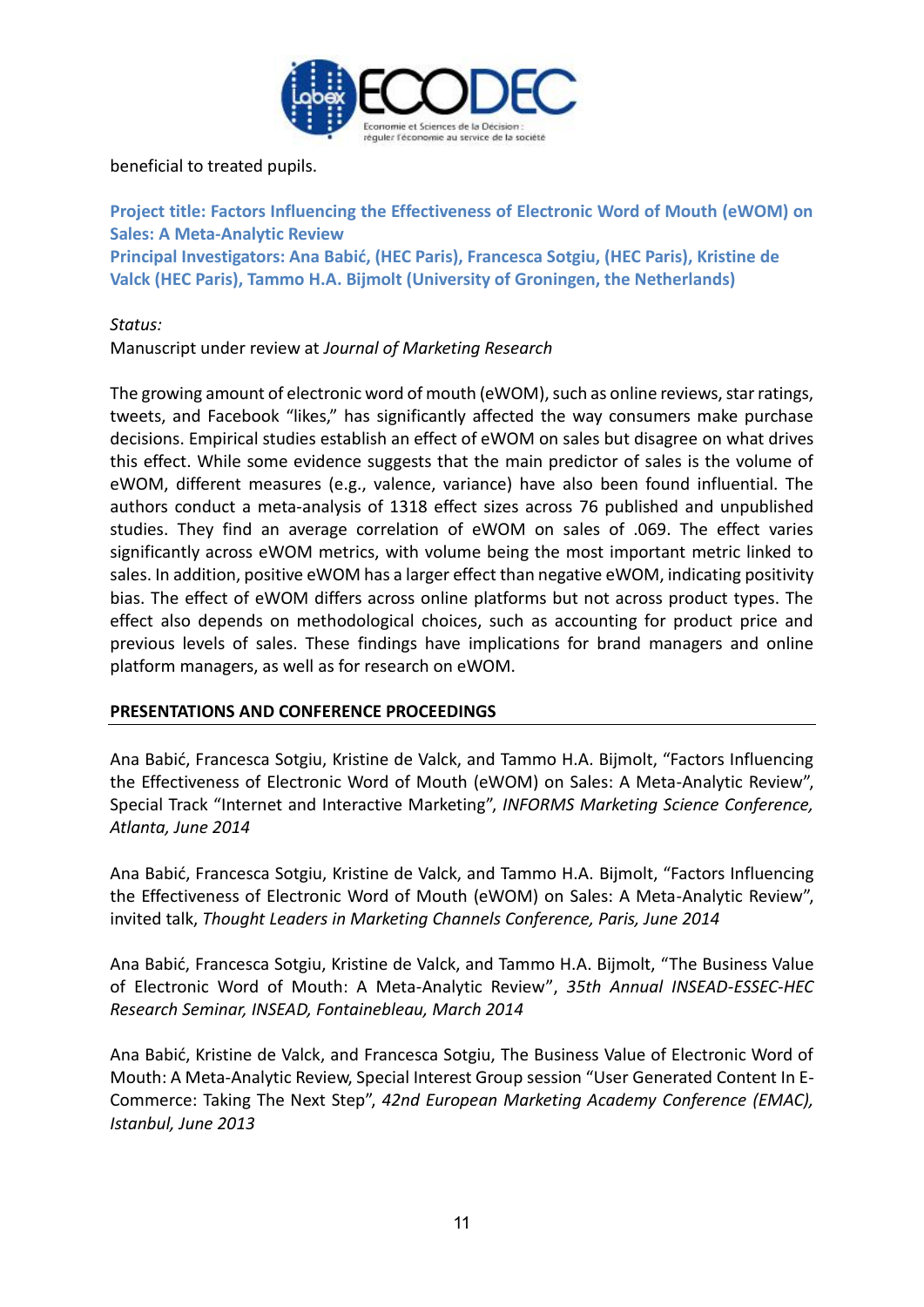beneficial to treated pupils.

**Project title: Factors Influencing the Effectiveness of Electronic Word of Mouth (eWOM) on Sales: A Meta-Analytic Review**
**Principal Investigators: Ana Babić, (HEC Paris), Francesca Sotgiu, (HEC Paris), Kristine de Valck (HEC Paris), Tammo H.A. Bijmolt (University of Groningen, the Netherlands)**

*Status:*
Manuscript under review at *Journal of Marketing Research*

The growing amount of electronic word of mouth (eWOM), such as online reviews, star ratings, tweets, and Facebook "likes," has significantly affected the way consumers make purchase decisions. Empirical studies establish an effect of eWOM on sales but disagree on what drives this effect. While some evidence suggests that the main predictor of sales is the volume of eWOM, different measures (e.g., valence, variance) have also been found influential. The authors conduct a meta-analysis of 1318 effect sizes across 76 published and unpublished studies. They find an average correlation of eWOM on sales of .069. The effect varies significantly across eWOM metrics, with volume being the most important metric linked to sales. In addition, positive eWOM has a larger effect than negative eWOM, indicating positivity bias. The effect of eWOM differs across online platforms but not across product types. The effect also depends on methodological choices, such as accounting for product price and previous levels of sales. These findings have implications for brand managers and online platform managers, as well as for research on eWOM.

## PRESENTATIONS AND CONFERENCE PROCEEDINGS

Ana Babić, Francesca Sotgiu, Kristine de Valck, and Tammo H.A. Bijmolt, "Factors Influencing the Effectiveness of Electronic Word of Mouth (eWOM) on Sales: A Meta-Analytic Review", Special Track "Internet and Interactive Marketing", *INFORMS Marketing Science Conference, Atlanta, June 2014*

Ana Babić, Francesca Sotgiu, Kristine de Valck, and Tammo H.A. Bijmolt, "Factors Influencing the Effectiveness of Electronic Word of Mouth (eWOM) on Sales: A Meta-Analytic Review", invited talk, *Thought Leaders in Marketing Channels Conference, Paris, June 2014*

Ana Babić, Francesca Sotgiu, Kristine de Valck, and Tammo H.A. Bijmolt, "The Business Value of Electronic Word of Mouth: A Meta-Analytic Review", *35th Annual INSEAD-ESSEC-HEC Research Seminar, INSEAD, Fontainebleau, March 2014*

Ana Babić, Kristine de Valck, and Francesca Sotgiu, The Business Value of Electronic Word of Mouth: A Meta-Analytic Review, Special Interest Group session "User Generated Content In E-Commerce: Taking The Next Step", *42nd European Marketing Academy Conference (EMAC), Istanbul, June 2013*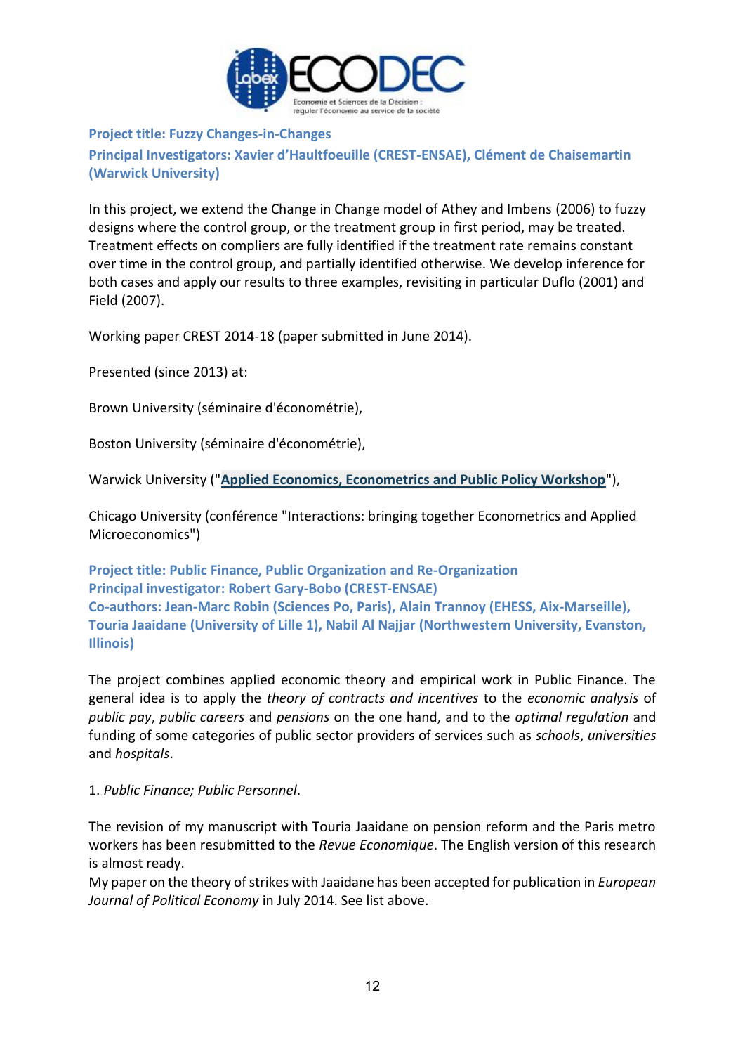**Project title: Fuzzy Changes-in-Changes**
**Principal Investigators: Xavier d'Haultfoeuille (CREST-ENSAE), Clément de Chaisemartin (Warwick University)**

In this project, we extend the Change in Change model of Athey and Imbens (2006) to fuzzy designs where the control group, or the treatment group in first period, may be treated. Treatment effects on compliers are fully identified if the treatment rate remains constant over time in the control group, and partially identified otherwise. We develop inference for both cases and apply our results to three examples, revisiting in particular Duflo (2001) and Field (2007).

Working paper CREST 2014-18 (paper submitted in June 2014).

Presented (since 2013) at:

Brown University (séminaire d'économétrie),

Boston University (séminaire d'économétrie),

Warwick University ("**Applied Economics, Econometrics and Public Policy Workshop**"),

Chicago University (conférence "Interactions: bringing together Econometrics and Applied Microeconomics")

**Project title: Public Finance, Public Organization and Re-Organization**
**Principal investigator: Robert Gary-Bobo (CREST-ENSAE)**
**Co-authors: Jean-Marc Robin (Sciences Po, Paris), Alain Trannoy (EHESS, Aix-Marseille), Touria Jaaidane (University of Lille 1), Nabil Al Najjar (Northwestern University, Evanston, Illinois)**

The project combines applied economic theory and empirical work in Public Finance. The general idea is to apply the *theory of contracts and incentives* to the *economic analysis* of *public pay*, *public careers* and *pensions* on the one hand, and to the *optimal regulation* and funding of some categories of public sector providers of services such as *schools*, *universities* and *hospitals*.

1. *Public Finance; Public Personnel*.

The revision of my manuscript with Touria Jaaidane on pension reform and the Paris metro workers has been resubmitted to the *Revue Economique*. The English version of this research is almost ready.
My paper on the theory of strikes with Jaaidane has been accepted for publication in *European Journal of Political Economy* in July 2014. See list above.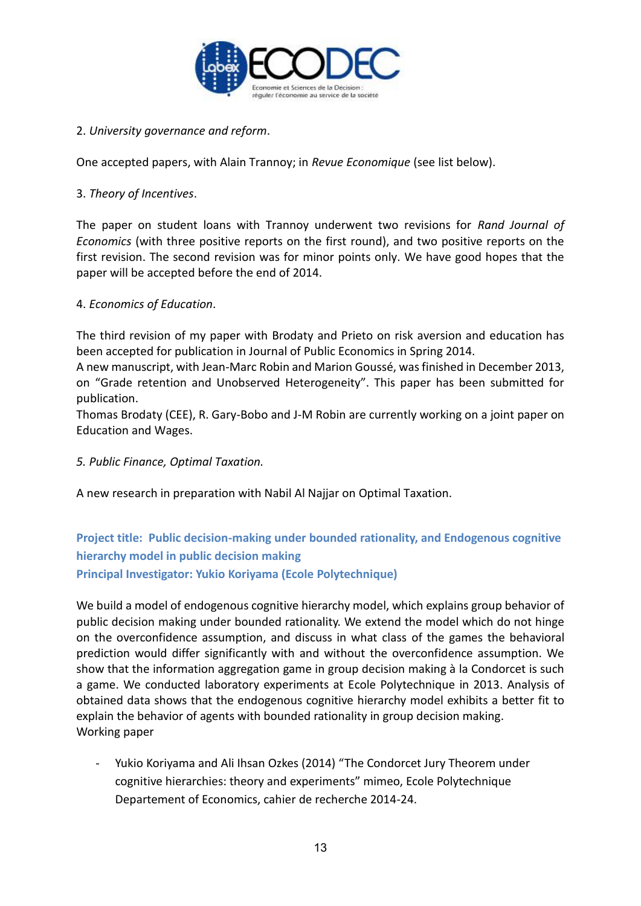2. *University governance and reform*.

One accepted papers, with Alain Trannoy; in *Revue Economique* (see list below).

3. *Theory of Incentives*.

The paper on student loans with Trannoy underwent two revisions for *Rand Journal of Economics* (with three positive reports on the first round), and two positive reports on the first revision. The second revision was for minor points only. We have good hopes that the paper will be accepted before the end of 2014.

4. *Economics of Education*.

The third revision of my paper with Brodaty and Prieto on risk aversion and education has been accepted for publication in Journal of Public Economics in Spring 2014.
A new manuscript, with Jean-Marc Robin and Marion Goussé, was finished in December 2013, on "Grade retention and Unobserved Heterogeneity". This paper has been submitted for publication.
Thomas Brodaty (CEE), R. Gary-Bobo and J-M Robin are currently working on a joint paper on Education and Wages.

*5. Public Finance, Optimal Taxation.*

A new research in preparation with Nabil Al Najjar on Optimal Taxation.

**Project title: Public decision-making under bounded rationality, and Endogenous cognitive hierarchy model in public decision making**
**Principal Investigator: Yukio Koriyama (Ecole Polytechnique)**

We build a model of endogenous cognitive hierarchy model, which explains group behavior of public decision making under bounded rationality. We extend the model which do not hinge on the overconfidence assumption, and discuss in what class of the games the behavioral prediction would differ significantly with and without the overconfidence assumption. We show that the information aggregation game in group decision making à la Condorcet is such a game. We conducted laboratory experiments at Ecole Polytechnique in 2013. Analysis of obtained data shows that the endogenous cognitive hierarchy model exhibits a better fit to explain the behavior of agents with bounded rationality in group decision making.
Working paper

- Yukio Koriyama and Ali Ihsan Ozkes (2014) "The Condorcet Jury Theorem under cognitive hierarchies: theory and experiments" mimeo, Ecole Polytechnique Departement of Economics, cahier de recherche 2014-24.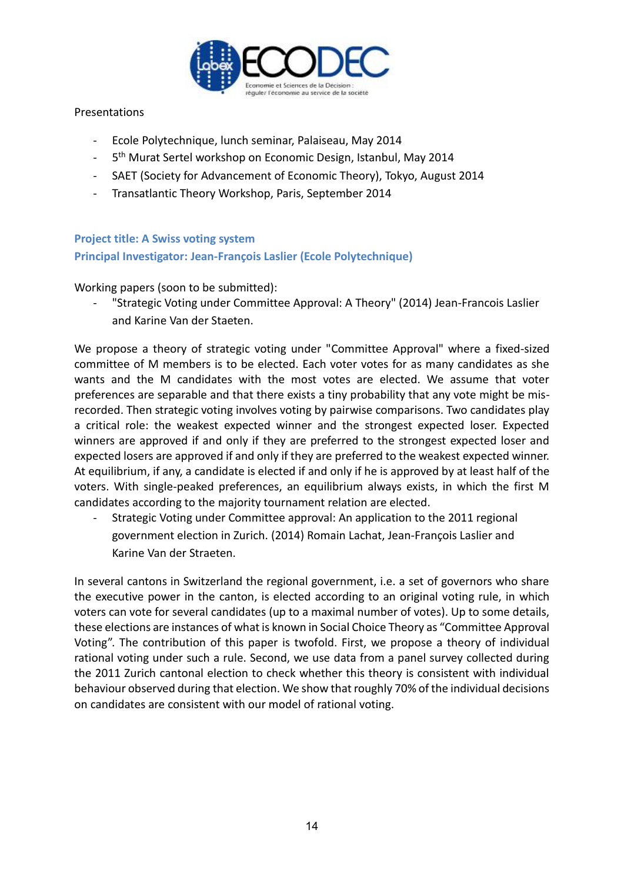Presentations

- Ecole Polytechnique, lunch seminar, Palaiseau, May 2014
- 5th Murat Sertel workshop on Economic Design, Istanbul, May 2014
- SAET (Society for Advancement of Economic Theory), Tokyo, August 2014
- Transatlantic Theory Workshop, Paris, September 2014

**Project title: A Swiss voting system**
**Principal Investigator: Jean-François Laslier (Ecole Polytechnique)**

Working papers (soon to be submitted):

- "Strategic Voting under Committee Approval: A Theory" (2014) Jean-Francois Laslier and Karine Van der Staeten.

We propose a theory of strategic voting under "Committee Approval" where a fixed-sized committee of M members is to be elected. Each voter votes for as many candidates as she wants and the M candidates with the most votes are elected. We assume that voter preferences are separable and that there exists a tiny probability that any vote might be mis-recorded. Then strategic voting involves voting by pairwise comparisons. Two candidates play a critical role: the weakest expected winner and the strongest expected loser. Expected winners are approved if and only if they are preferred to the strongest expected loser and expected losers are approved if and only if they are preferred to the weakest expected winner. At equilibrium, if any, a candidate is elected if and only if he is approved by at least half of the voters. With single-peaked preferences, an equilibrium always exists, in which the first M candidates according to the majority tournament relation are elected.

- Strategic Voting under Committee approval: An application to the 2011 regional government election in Zurich. (2014) Romain Lachat, Jean-François Laslier and Karine Van der Straeten.

In several cantons in Switzerland the regional government, i.e. a set of governors who share the executive power in the canton, is elected according to an original voting rule, in which voters can vote for several candidates (up to a maximal number of votes). Up to some details, these elections are instances of what is known in Social Choice Theory as "Committee Approval Voting". The contribution of this paper is twofold. First, we propose a theory of individual rational voting under such a rule. Second, we use data from a panel survey collected during the 2011 Zurich cantonal election to check whether this theory is consistent with individual behaviour observed during that election. We show that roughly 70% of the individual decisions on candidates are consistent with our model of rational voting.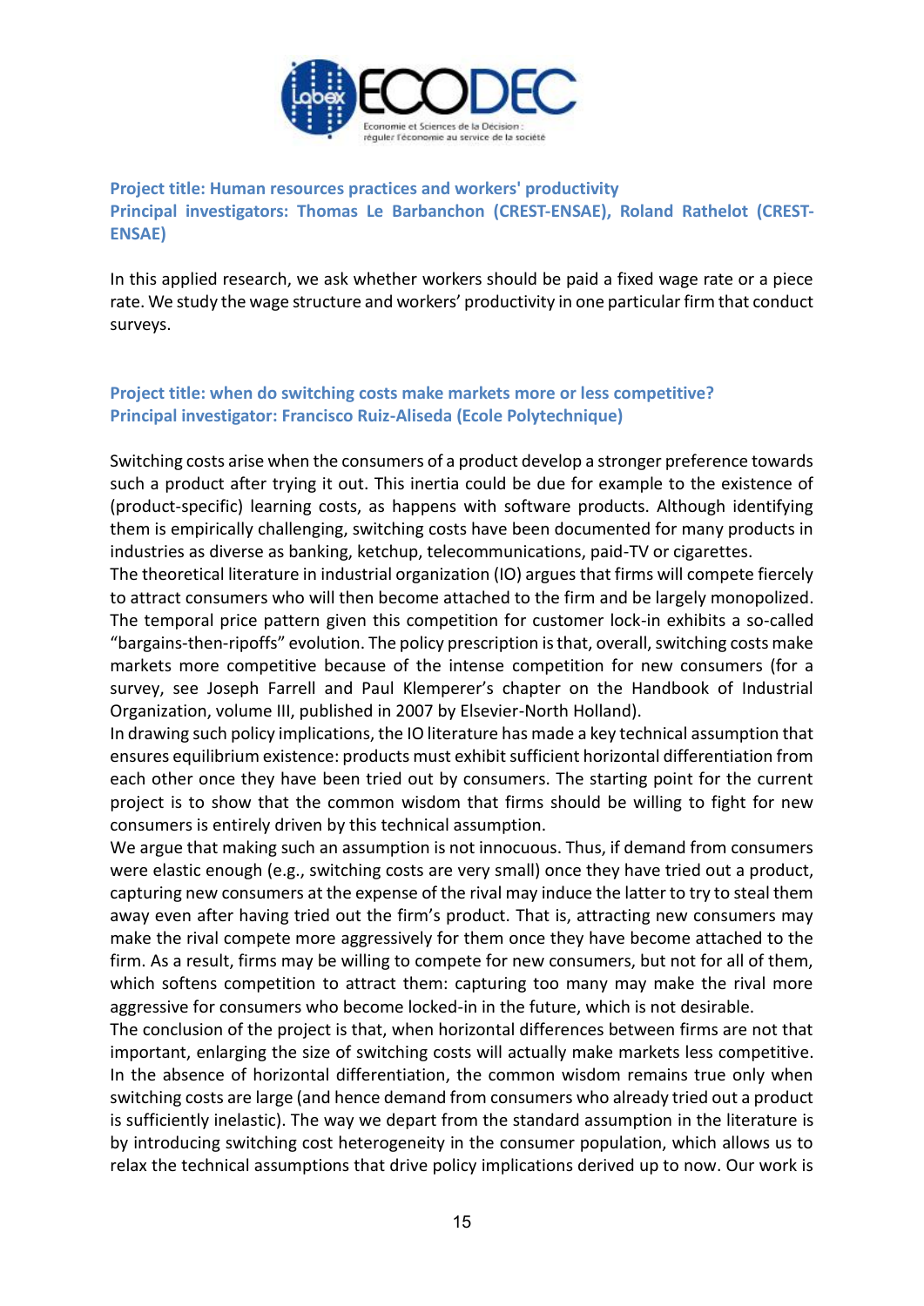**Project title: Human resources practices and workers' productivity**
**Principal investigators: Thomas Le Barbanchon (CREST-ENSAE), Roland Rathelot (CREST-ENSAE)**

In this applied research, we ask whether workers should be paid a fixed wage rate or a piece rate. We study the wage structure and workers' productivity in one particular firm that conduct surveys.

**Project title: when do switching costs make markets more or less competitive?**
**Principal investigator: Francisco Ruiz-Aliseda (Ecole Polytechnique)**

Switching costs arise when the consumers of a product develop a stronger preference towards such a product after trying it out. This inertia could be due for example to the existence of (product-specific) learning costs, as happens with software products. Although identifying them is empirically challenging, switching costs have been documented for many products in industries as diverse as banking, ketchup, telecommunications, paid-TV or cigarettes.
The theoretical literature in industrial organization (IO) argues that firms will compete fiercely to attract consumers who will then become attached to the firm and be largely monopolized. The temporal price pattern given this competition for customer lock-in exhibits a so-called "bargains-then-ripoffs" evolution. The policy prescription is that, overall, switching costs make markets more competitive because of the intense competition for new consumers (for a survey, see Joseph Farrell and Paul Klemperer's chapter on the Handbook of Industrial Organization, volume III, published in 2007 by Elsevier-North Holland).
In drawing such policy implications, the IO literature has made a key technical assumption that ensures equilibrium existence: products must exhibit sufficient horizontal differentiation from each other once they have been tried out by consumers. The starting point for the current project is to show that the common wisdom that firms should be willing to fight for new consumers is entirely driven by this technical assumption.
We argue that making such an assumption is not innocuous. Thus, if demand from consumers were elastic enough (e.g., switching costs are very small) once they have tried out a product, capturing new consumers at the expense of the rival may induce the latter to try to steal them away even after having tried out the firm's product. That is, attracting new consumers may make the rival compete more aggressively for them once they have become attached to the firm. As a result, firms may be willing to compete for new consumers, but not for all of them, which softens competition to attract them: capturing too many may make the rival more aggressive for consumers who become locked-in in the future, which is not desirable.
The conclusion of the project is that, when horizontal differences between firms are not that important, enlarging the size of switching costs will actually make markets less competitive. In the absence of horizontal differentiation, the common wisdom remains true only when switching costs are large (and hence demand from consumers who already tried out a product is sufficiently inelastic). The way we depart from the standard assumption in the literature is by introducing switching cost heterogeneity in the consumer population, which allows us to relax the technical assumptions that drive policy implications derived up to now. Our work is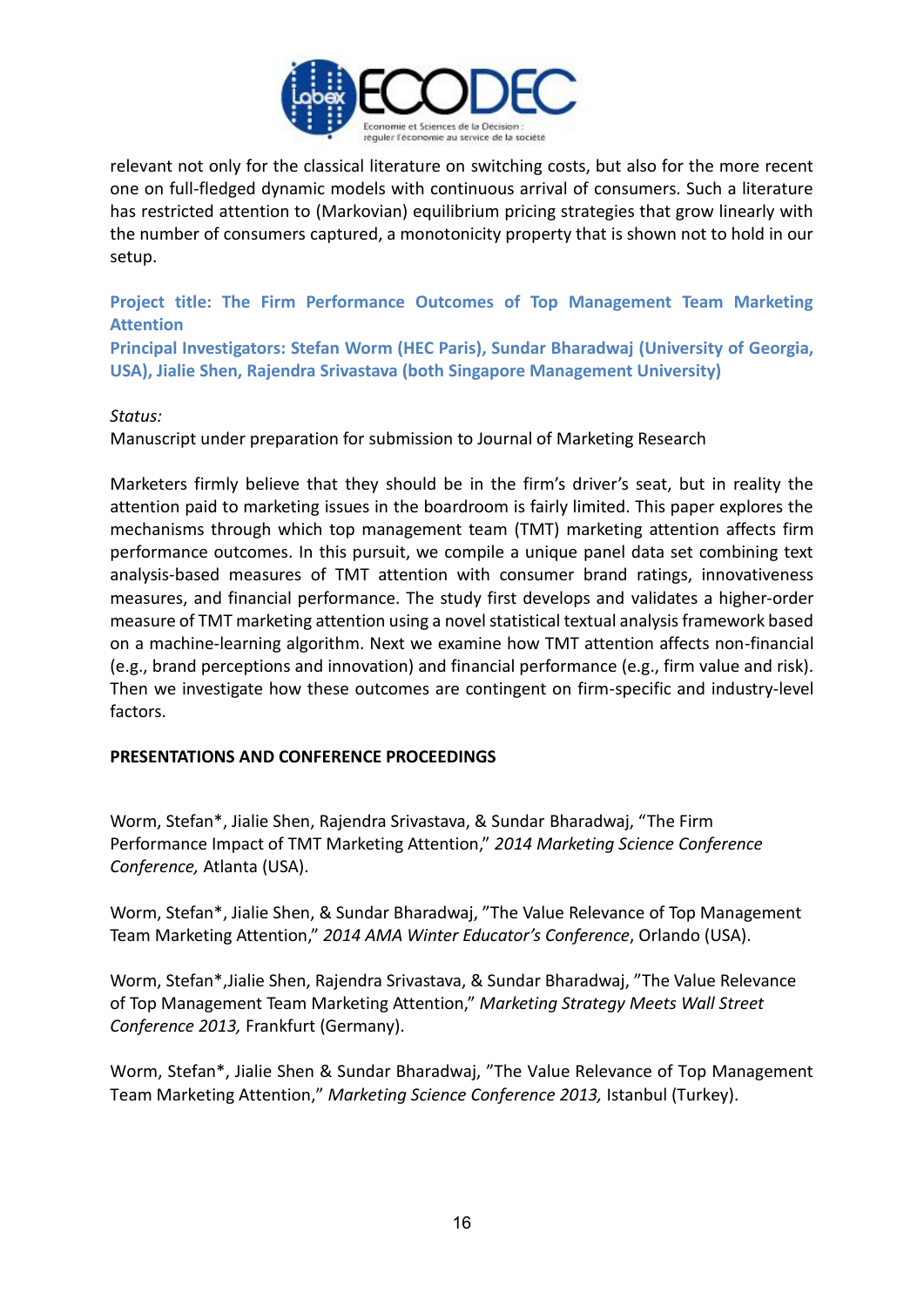relevant not only for the classical literature on switching costs, but also for the more recent one on full-fledged dynamic models with continuous arrival of consumers. Such a literature has restricted attention to (Markovian) equilibrium pricing strategies that grow linearly with the number of consumers captured, a monotonicity property that is shown not to hold in our setup.

**Project title: The Firm Performance Outcomes of Top Management Team Marketing Attention**
**Principal Investigators: Stefan Worm (HEC Paris), Sundar Bharadwaj (University of Georgia, USA), Jialie Shen, Rajendra Srivastava (both Singapore Management University)**

*Status:*
Manuscript under preparation for submission to Journal of Marketing Research

Marketers firmly believe that they should be in the firm's driver's seat, but in reality the attention paid to marketing issues in the boardroom is fairly limited. This paper explores the mechanisms through which top management team (TMT) marketing attention affects firm performance outcomes. In this pursuit, we compile a unique panel data set combining text analysis-based measures of TMT attention with consumer brand ratings, innovativeness measures, and financial performance. The study first develops and validates a higher-order measure of TMT marketing attention using a novel statistical textual analysis framework based on a machine-learning algorithm. Next we examine how TMT attention affects non-financial (e.g., brand perceptions and innovation) and financial performance (e.g., firm value and risk). Then we investigate how these outcomes are contingent on firm-specific and industry-level factors.

**PRESENTATIONS AND CONFERENCE PROCEEDINGS**

Worm, Stefan*, Jialie Shen, Rajendra Srivastava, & Sundar Bharadwaj, "The Firm Performance Impact of TMT Marketing Attention," *2014 Marketing Science Conference Conference,* Atlanta (USA).

Worm, Stefan*, Jialie Shen, & Sundar Bharadwaj, "The Value Relevance of Top Management Team Marketing Attention," *2014 AMA Winter Educator's Conference*, Orlando (USA).

Worm, Stefan*,Jialie Shen, Rajendra Srivastava, & Sundar Bharadwaj, "The Value Relevance of Top Management Team Marketing Attention," *Marketing Strategy Meets Wall Street Conference 2013,* Frankfurt (Germany).

Worm, Stefan*, Jialie Shen & Sundar Bharadwaj, "The Value Relevance of Top Management Team Marketing Attention," *Marketing Science Conference 2013,* Istanbul (Turkey).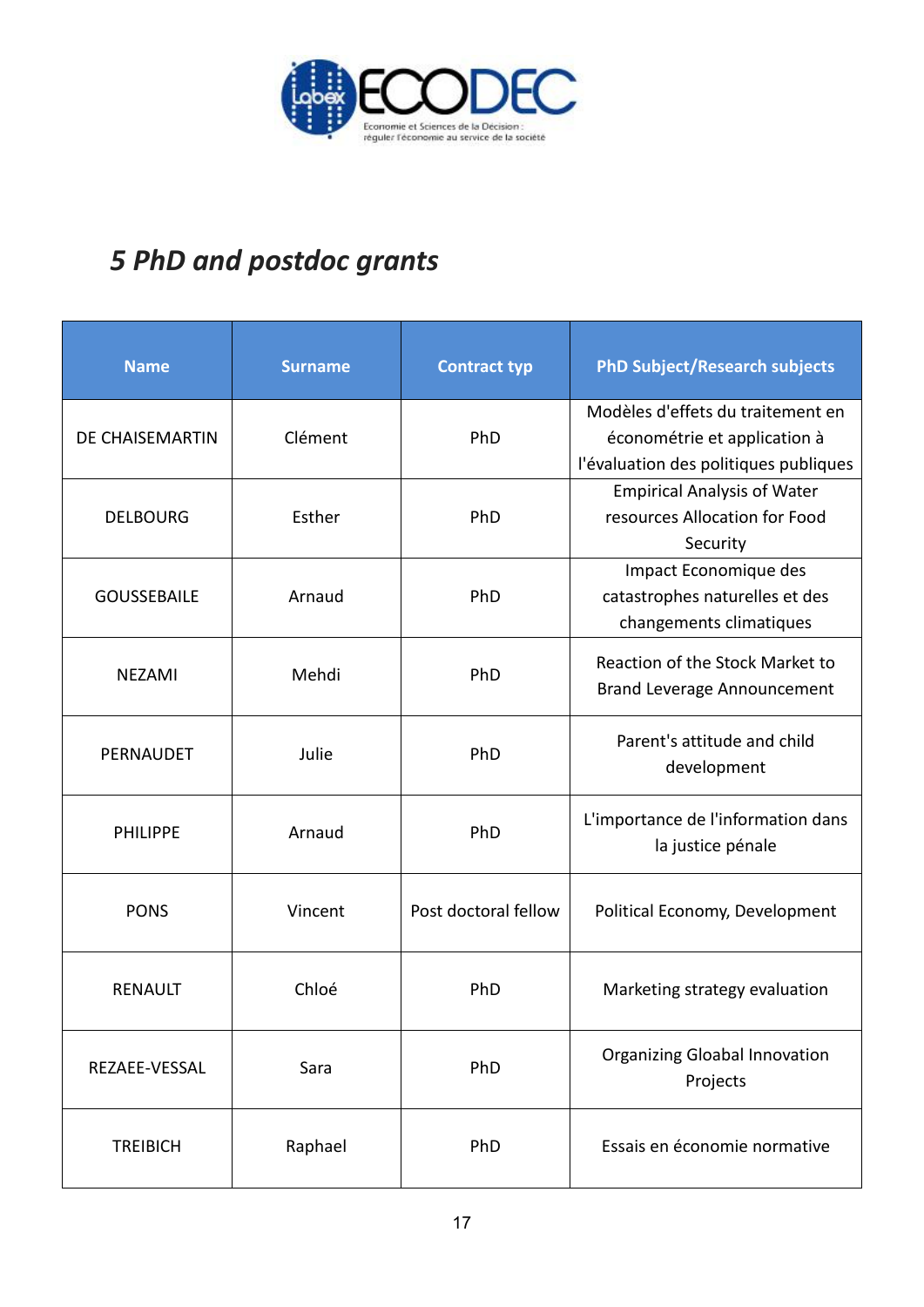## *5 PhD and postdoc grants*

| Name | Surname | Contract typ | PhD Subject/Research subjects |
|---|---|---|---|
| DE CHAISEMARTIN | Clément | PhD | Modèles d'effets du traitement en économétrie et application à l'évaluation des politiques publiques |
| DELBOURG | Esther | PhD | Empirical Analysis of Water resources Allocation for Food Security |
| GOUSSEBAILE | Arnaud | PhD | Impact Economique des catastrophes naturelles et des changements climatiques |
| NEZAMI | Mehdi | PhD | Reaction of the Stock Market to Brand Leverage Announcement |
| PERNAUDET | Julie | PhD | Parent's attitude and child development |
| PHILIPPE | Arnaud | PhD | L'importance de l'information dans la justice pénale |
| PONS | Vincent | Post doctoral fellow | Political Economy, Development |
| RENAULT | Chloé | PhD | Marketing strategy evaluation |
| REZAEE-VESSAL | Sara | PhD | Organizing Gloabal Innovation Projects |
| TREIBICH | Raphael | PhD | Essais en économie normative |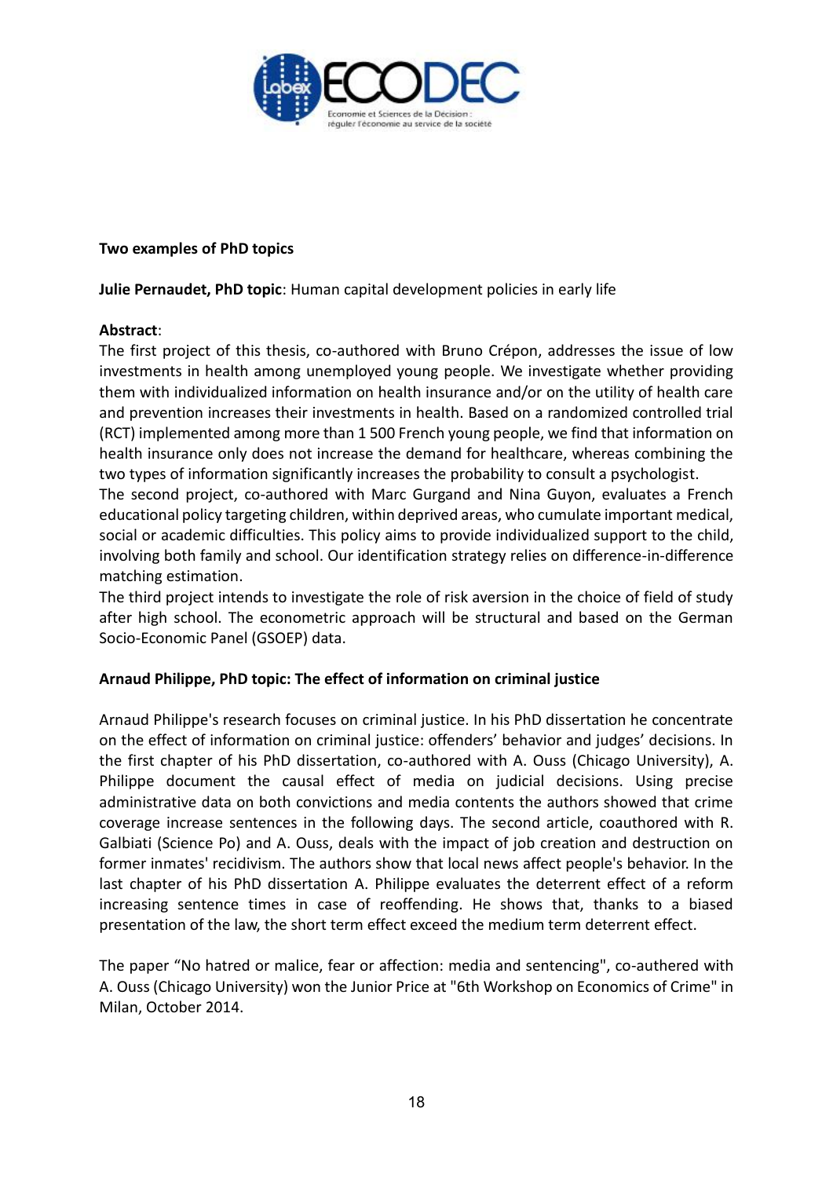**Two examples of PhD topics**

**Julie Pernaudet, PhD topic**: Human capital development policies in early life

**Abstract**:

The first project of this thesis, co-authored with Bruno Crépon, addresses the issue of low investments in health among unemployed young people. We investigate whether providing them with individualized information on health insurance and/or on the utility of health care and prevention increases their investments in health. Based on a randomized controlled trial (RCT) implemented among more than 1 500 French young people, we find that information on health insurance only does not increase the demand for healthcare, whereas combining the two types of information significantly increases the probability to consult a psychologist.

The second project, co-authored with Marc Gurgand and Nina Guyon, evaluates a French educational policy targeting children, within deprived areas, who cumulate important medical, social or academic difficulties. This policy aims to provide individualized support to the child, involving both family and school. Our identification strategy relies on difference-in-difference matching estimation.

The third project intends to investigate the role of risk aversion in the choice of field of study after high school. The econometric approach will be structural and based on the German Socio-Economic Panel (GSOEP) data.

**Arnaud Philippe, PhD topic: The effect of information on criminal justice**

Arnaud Philippe's research focuses on criminal justice. In his PhD dissertation he concentrate on the effect of information on criminal justice: offenders' behavior and judges' decisions. In the first chapter of his PhD dissertation, co-authored with A. Ouss (Chicago University), A. Philippe document the causal effect of media on judicial decisions. Using precise administrative data on both convictions and media contents the authors showed that crime coverage increase sentences in the following days. The second article, coauthored with R. Galbiati (Science Po) and A. Ouss, deals with the impact of job creation and destruction on former inmates' recidivism. The authors show that local news affect people's behavior. In the last chapter of his PhD dissertation A. Philippe evaluates the deterrent effect of a reform increasing sentence times in case of reoffending. He shows that, thanks to a biased presentation of the law, the short term effect exceed the medium term deterrent effect.

The paper "No hatred or malice, fear or affection: media and sentencing", co-authered with A. Ouss (Chicago University) won the Junior Price at "6th Workshop on Economics of Crime" in Milan, October 2014.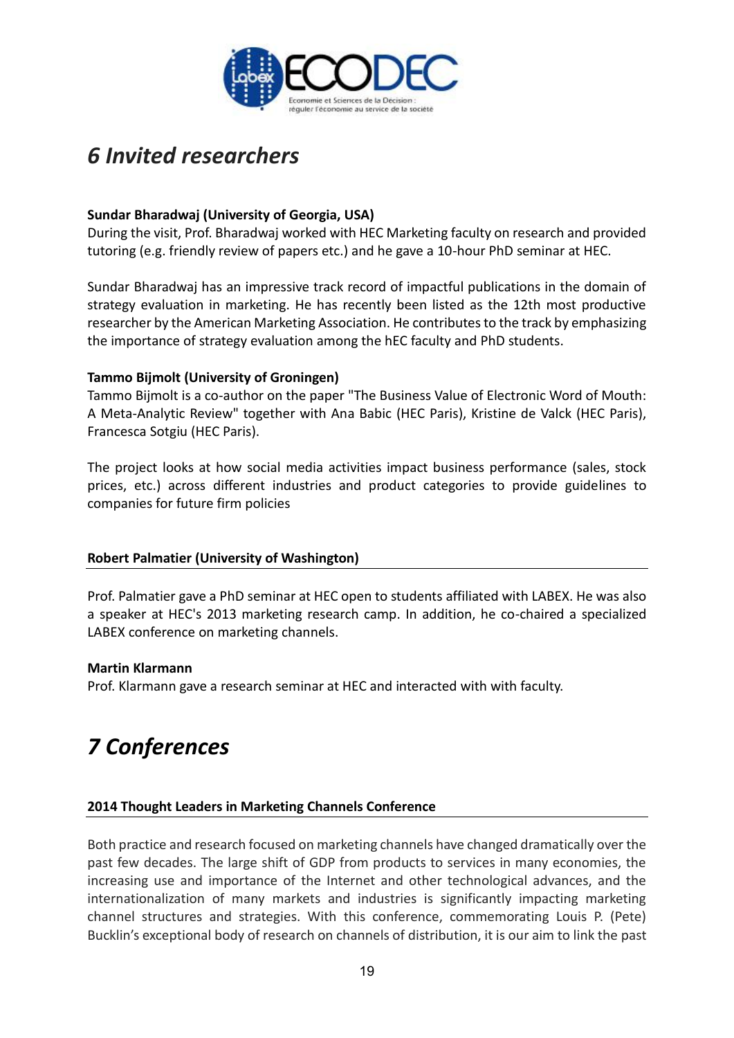# *6 Invited researchers*

**Sundar Bharadwaj (University of Georgia, USA)**

During the visit, Prof. Bharadwaj worked with HEC Marketing faculty on research and provided tutoring (e.g. friendly review of papers etc.) and he gave a 10-hour PhD seminar at HEC.

Sundar Bharadwaj has an impressive track record of impactful publications in the domain of strategy evaluation in marketing. He has recently been listed as the 12th most productive researcher by the American Marketing Association. He contributes to the track by emphasizing the importance of strategy evaluation among the hEC faculty and PhD students.

**Tammo Bijmolt (University of Groningen)**

Tammo Bijmolt is a co-author on the paper "The Business Value of Electronic Word of Mouth: A Meta-Analytic Review" together with Ana Babic (HEC Paris), Kristine de Valck (HEC Paris), Francesca Sotgiu (HEC Paris).

The project looks at how social media activities impact business performance (sales, stock prices, etc.) across different industries and product categories to provide guidelines to companies for future firm policies

**Robert Palmatier (University of Washington)**

Prof. Palmatier gave a PhD seminar at HEC open to students affiliated with LABEX. He was also a speaker at HEC's 2013 marketing research camp. In addition, he co-chaired a specialized LABEX conference on marketing channels.

**Martin Klarmann**

Prof. Klarmann gave a research seminar at HEC and interacted with with faculty.

# *7 Conferences*

**2014 Thought Leaders in Marketing Channels Conference**

Both practice and research focused on marketing channels have changed dramatically over the past few decades. The large shift of GDP from products to services in many economies, the increasing use and importance of the Internet and other technological advances, and the internationalization of many markets and industries is significantly impacting marketing channel structures and strategies. With this conference, commemorating Louis P. (Pete) Bucklin's exceptional body of research on channels of distribution, it is our aim to link the past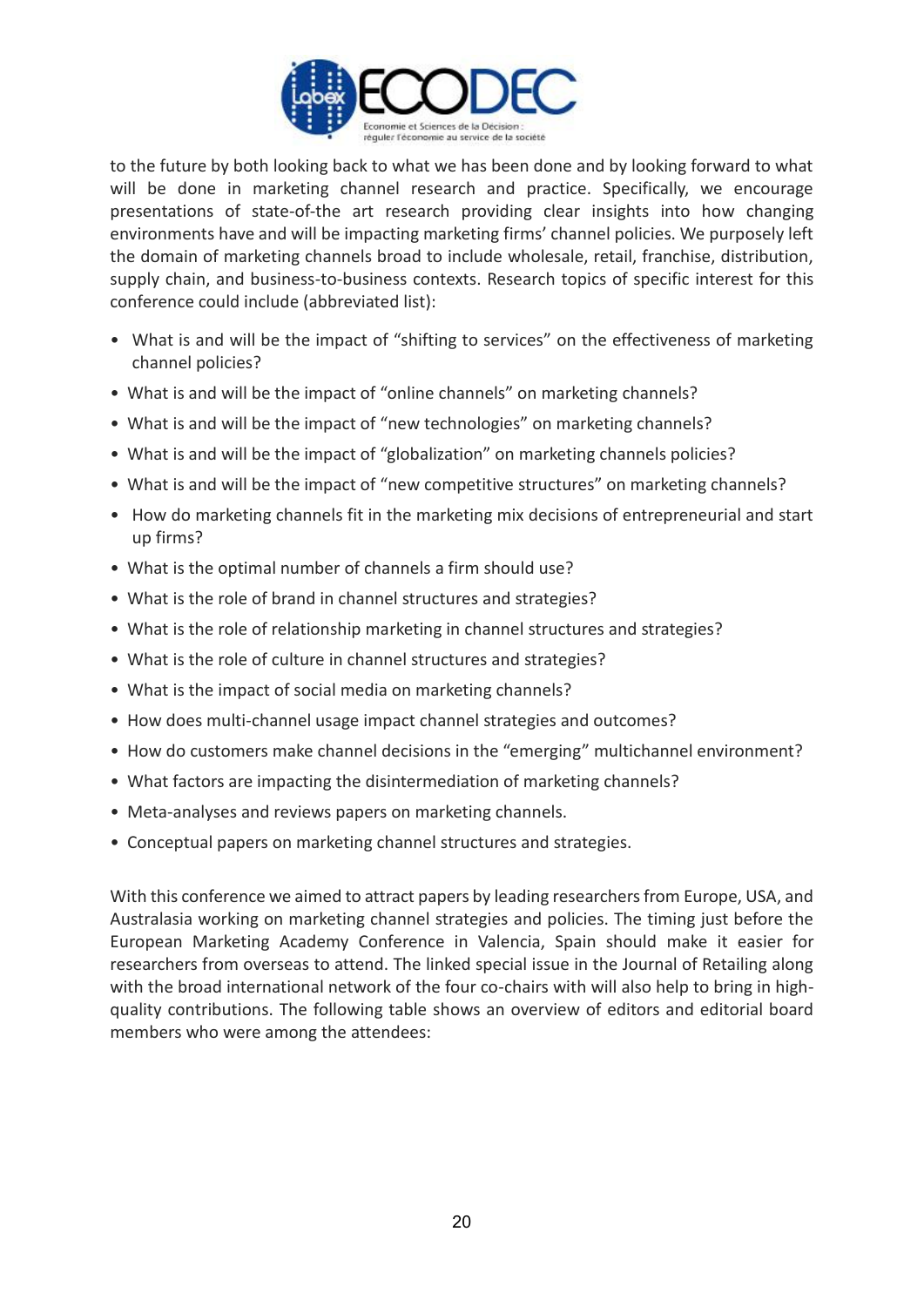to the future by both looking back to what we has been done and by looking forward to what will be done in marketing channel research and practice. Specifically, we encourage presentations of state-of-the art research providing clear insights into how changing environments have and will be impacting marketing firms' channel policies. We purposely left the domain of marketing channels broad to include wholesale, retail, franchise, distribution, supply chain, and business-to-business contexts. Research topics of specific interest for this conference could include (abbreviated list):

- What is and will be the impact of "shifting to services" on the effectiveness of marketing channel policies?
- What is and will be the impact of "online channels" on marketing channels?
- What is and will be the impact of "new technologies" on marketing channels?
- What is and will be the impact of "globalization" on marketing channels policies?
- What is and will be the impact of "new competitive structures" on marketing channels?
- How do marketing channels fit in the marketing mix decisions of entrepreneurial and start up firms?
- What is the optimal number of channels a firm should use?
- What is the role of brand in channel structures and strategies?
- What is the role of relationship marketing in channel structures and strategies?
- What is the role of culture in channel structures and strategies?
- What is the impact of social media on marketing channels?
- How does multi-channel usage impact channel strategies and outcomes?
- How do customers make channel decisions in the "emerging" multichannel environment?
- What factors are impacting the disintermediation of marketing channels?
- Meta-analyses and reviews papers on marketing channels.
- Conceptual papers on marketing channel structures and strategies.

With this conference we aimed to attract papers by leading researchers from Europe, USA, and Australasia working on marketing channel strategies and policies. The timing just before the European Marketing Academy Conference in Valencia, Spain should make it easier for researchers from overseas to attend. The linked special issue in the Journal of Retailing along with the broad international network of the four co-chairs with will also help to bring in high-quality contributions. The following table shows an overview of editors and editorial board members who were among the attendees: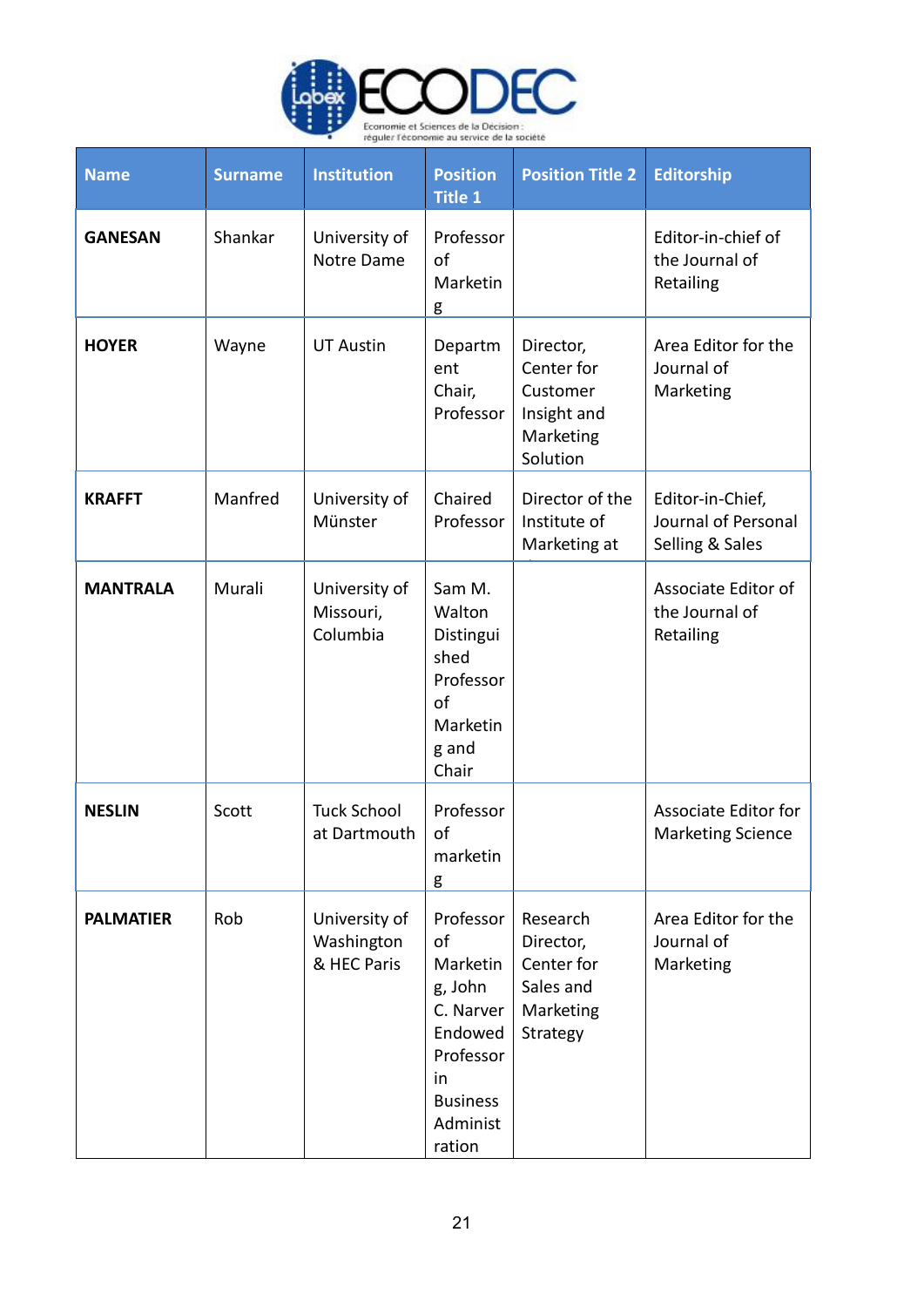| Name | Surname | Institution | Position Title 1 | Position Title 2 | Editorship |
|---|---|---|---|---|---|
| **GANESAN** | Shankar | University of Notre Dame | Professor of Marketing | | Editor-in-chief of the Journal of Retailing |
| **HOYER** | Wayne | UT Austin | Department Chair, Professor | Director, Center for Customer Insight and Marketing Solution | Area Editor for the Journal of Marketing |
| **KRAFFT** | Manfred | University of Münster | Chaired Professor | Director of the Institute of Marketing at | Editor-in-Chief, Journal of Personal Selling & Sales |
| **MANTRALA** | Murali | University of Missouri, Columbia | Sam M. Walton Distinguished Professor of Marketing and Chair | | Associate Editor of the Journal of Retailing |
| **NESLIN** | Scott | Tuck School at Dartmouth | Professor of marketing | | Associate Editor for Marketing Science |
| **PALMATIER** | Rob | University of Washington & HEC Paris | Professor of Marketing, John C. Narver Endowed Professor in Business Administration | Research Director, Center for Sales and Marketing Strategy | Area Editor for the Journal of Marketing |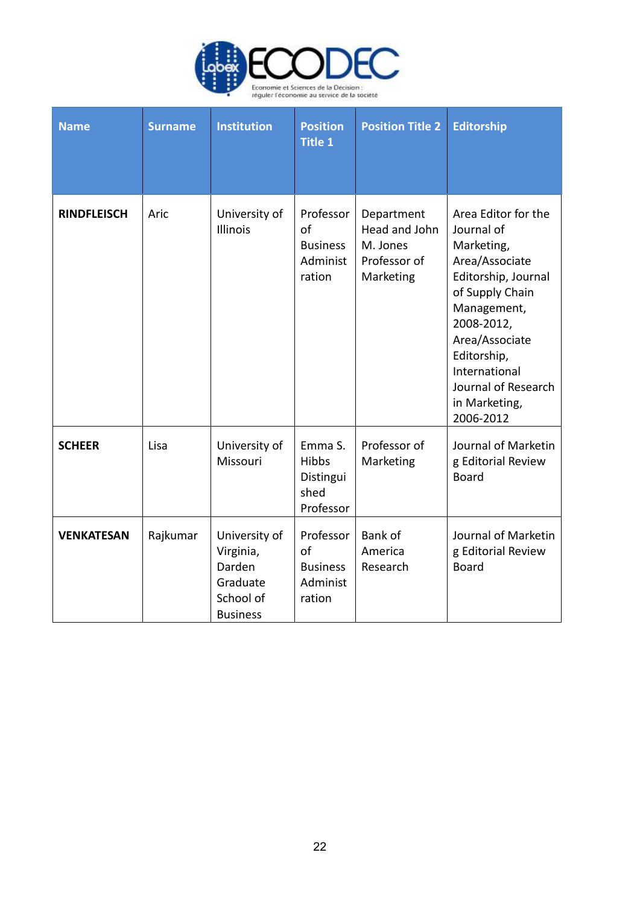| Name | Surname | Institution | Position Title 1 | Position Title 2 | Editorship |
|---|---|---|---|---|---|
| **RINDFLEISCH** | Aric | University of Illinois | Professor of Business Administration | Department Head and John M. Jones Professor of Marketing | Area Editor for the Journal of Marketing, Area/Associate Editorship, Journal of Supply Chain Management, 2008-2012, Area/Associate Editorship, International Journal of Research in Marketing, 2006-2012 |
| **SCHEER** | Lisa | University of Missouri | Emma S. Hibbs Distinguished Professor | Professor of Marketing | Journal of Marketing Editorial Review Board |
| **VENKATESAN** | Rajkumar | University of Virginia, Darden Graduate School of Business | Professor of Business Administration | Bank of America Research | Journal of Marketing Editorial Review Board |